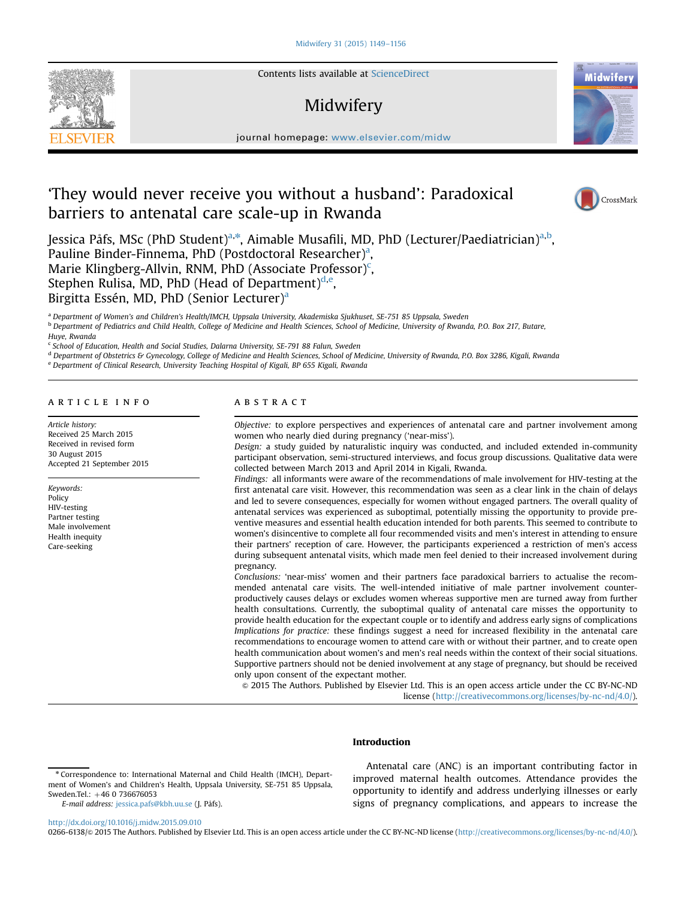# 'They would never receive you without a husband': Paradoxical barriers to antenatal care scale-up in Rwanda

Jessica Påfs, MSc (PhD Student)[a,*], Aimable Musafili, MD, PhD (Lecturer/Paediatrician)[a,b], Pauline Binder-Finnema, PhD (Postdoctoral Researcher)[a], Marie Klingberg-Allvin, RNM, PhD (Associate Professor)[c], Stephen Rulisa, MD, PhD (Head of Department)[d,e], Birgitta Essén, MD, PhD (Senior Lecturer)[a]

[a] Department of Women's and Children's Health/IMCH, Uppsala University, Akademiska Sjukhuset, SE-751 85 Uppsala, Sweden
[b] Department of Pediatrics and Child Health, College of Medicine and Health Sciences, School of Medicine, University of Rwanda, P.O. Box 217, Butare, Huye, Rwanda
[c] School of Education, Health and Social Studies, Dalarna University, SE-791 88 Falun, Sweden
[d] Department of Obstetrics & Gynecology, College of Medicine and Health Sciences, School of Medicine, University of Rwanda, P.O. Box 3286, Kigali, Rwanda
[e] Department of Clinical Research, University Teaching Hospital of Kigali, BP 655 Kigali, Rwanda

## ARTICLE INFO

*Article history:*
Received 25 March 2015
Received in revised form 30 August 2015
Accepted 21 September 2015

*Keywords:*
Policy
HIV-testing
Partner testing
Male involvement
Health inequity
Care-seeking

## ABSTRACT

*Objective:* to explore perspectives and experiences of antenatal care and partner involvement among women who nearly died during pregnancy ('near-miss').

*Design:* a study guided by naturalistic inquiry was conducted, and included extended in-community participant observation, semi-structured interviews, and focus group discussions. Qualitative data were collected between March 2013 and April 2014 in Kigali, Rwanda.

*Findings:* all informants were aware of the recommendations of male involvement for HIV-testing at the first antenatal care visit. However, this recommendation was seen as a clear link in the chain of delays and led to severe consequences, especially for women without engaged partners. The overall quality of antenatal services was experienced as suboptimal, potentially missing the opportunity to provide preventive measures and essential health education intended for both parents. This seemed to contribute to women's disincentive to complete all four recommended visits and men's interest in attending to ensure their partners' reception of care. However, the participants experienced a restriction of men's access during subsequent antenatal visits, which made men feel denied to their increased involvement during pregnancy.

*Conclusions:* 'near-miss' women and their partners face paradoxical barriers to actualise the recommended antenatal care visits. The well-intended initiative of male partner involvement counter-productively causes delays or excludes women whereas supportive men are turned away from further health consultations. Currently, the suboptimal quality of antenatal care misses the opportunity to provide health education for the expectant couple or to identify and address early signs of complications

*Implications for practice:* these findings suggest a need for increased flexibility in the antenatal care recommendations to encourage women to attend care with or without their partner, and to create open health communication about women's and men's real needs within the context of their social situations. Supportive partners should not be denied involvement at any stage of pregnancy, but should be received only upon consent of the expectant mother.

© 2015 The Authors. Published by Elsevier Ltd. This is an open access article under the CC BY-NC-ND license (http://creativecommons.org/licenses/by-nc-nd/4.0/).

## Introduction

Antenatal care (ANC) is an important contributing factor in improved maternal health outcomes. Attendance provides the opportunity to identify and address underlying illnesses or early signs of pregnancy complications, and appears to increase the

---

* Correspondence to: International Maternal and Child Health (IMCH), Department of Women's and Children's Health, Uppsala University, SE-751 85 Uppsala, Sweden.Tel.: +46 0 736676053
*E-mail address:* jessica.pafs@kbh.uu.se (J. Påfs).

http://dx.doi.org/10.1016/j.midw.2015.09.010
0266-6138/© 2015 The Authors. Published by Elsevier Ltd. This is an open access article under the CC BY-NC-ND license (http://creativecommons.org/licenses/by-nc-nd/4.0/).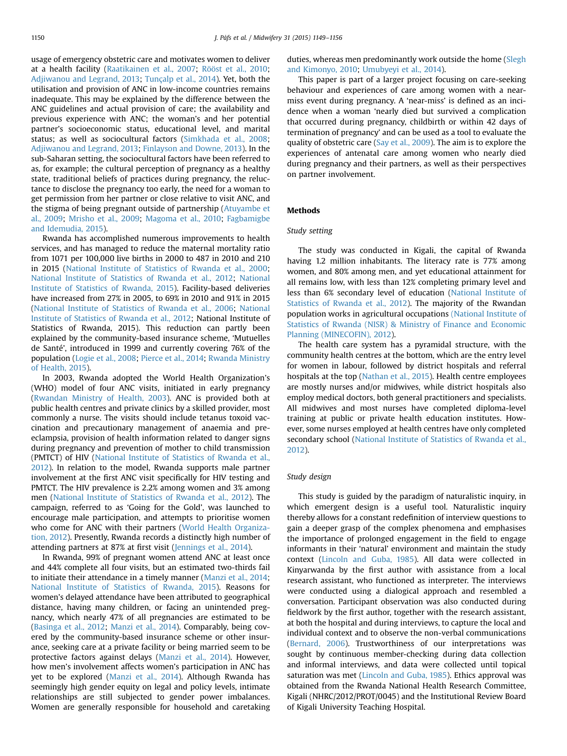usage of emergency obstetric care and motivates women to deliver at a health facility (Raatikainen et al., 2007; Rööst et al., 2010; Adjiwanou and Legrand, 2013; Tunçalp et al., 2014). Yet, both the utilisation and provision of ANC in low-income countries remains inadequate. This may be explained by the difference between the ANC guidelines and actual provision of care; the availability and previous experience with ANC; the woman's and her potential partner's socioeconomic status, educational level, and marital status; as well as sociocultural factors (Simkhada et al., 2008; Adjiwanou and Legrand, 2013; Finlayson and Downe, 2013). In the sub-Saharan setting, the sociocultural factors have been referred to as, for example; the cultural perception of pregnancy as a healthy state, traditional beliefs of practices during pregnancy, the reluctance to disclose the pregnancy too early, the need for a woman to get permission from her partner or close relative to visit ANC, and the stigma of being pregnant outside of partnership (Atuyambe et al., 2009; Mrisho et al., 2009; Magoma et al., 2010; Fagbamigbe and Idemudia, 2015).

Rwanda has accomplished numerous improvements to health services, and has managed to reduce the maternal mortality ratio from 1071 per 100,000 live births in 2000 to 487 in 2010 and 210 in 2015 (National Institute of Statistics of Rwanda et al., 2000; National Institute of Statistics of Rwanda et al., 2012; National Institute of Statistics of Rwanda, 2015). Facility-based deliveries have increased from 27% in 2005, to 69% in 2010 and 91% in 2015 (National Institute of Statistics of Rwanda et al., 2006; National Institute of Statistics of Rwanda et al., 2012; National Institute of Statistics of Rwanda, 2015). This reduction can partly been explained by the community-based insurance scheme, 'Mutuelles de Santé', introduced in 1999 and currently covering 76% of the population (Logie et al., 2008; Pierce et al., 2014; Rwanda Ministry of Health, 2015).

In 2003, Rwanda adopted the World Health Organization's (WHO) model of four ANC visits, initiated in early pregnancy (Rwandan Ministry of Health, 2003). ANC is provided both at public health centres and private clinics by a skilled provider, most commonly a nurse. The visits should include tetanus toxoid vaccination and precautionary management of anaemia and pre-eclampsia, provision of health information related to danger signs during pregnancy and prevention of mother to child transmission (PMTCT) of HIV (National Institute of Statistics of Rwanda et al., 2012). In relation to the model, Rwanda supports male partner involvement at the first ANC visit specifically for HIV testing and PMTCT. The HIV prevalence is 2.2% among women and 3% among men (National Institute of Statistics of Rwanda et al., 2012). The campaign, referred to as 'Going for the Gold', was launched to encourage male participation, and attempts to prioritise women who come for ANC with their partners (World Health Organization, 2012). Presently, Rwanda records a distinctly high number of attending partners at 87% at first visit (Jennings et al., 2014).

In Rwanda, 99% of pregnant women attend ANC at least once and 44% complete all four visits, but an estimated two-thirds fail to initiate their attendance in a timely manner (Manzi et al., 2014; National Institute of Statistics of Rwanda, 2015). Reasons for women's delayed attendance have been attributed to geographical distance, having many children, or facing an unintended pregnancy, which nearly 47% of all pregnancies are estimated to be (Basinga et al., 2012; Manzi et al., 2014). Comparably, being covered by the community-based insurance scheme or other insurance, seeking care at a private facility or being married seem to be protective factors against delays (Manzi et al., 2014). However, how men's involvement affects women's participation in ANC has yet to be explored (Manzi et al., 2014). Although Rwanda has seemingly high gender equity on legal and policy levels, intimate relationships are still subjected to gender power imbalances. Women are generally responsible for household and caretaking duties, whereas men predominantly work outside the home (Slegh and Kimonyo, 2010; Umubyeyi et al., 2014).

This paper is part of a larger project focusing on care-seeking behaviour and experiences of care among women with a near-miss event during pregnancy. A 'near-miss' is defined as an incidence when a woman 'nearly died but survived a complication that occurred during pregnancy, childbirth or within 42 days of termination of pregnancy' and can be used as a tool to evaluate the quality of obstetric care (Say et al., 2009). The aim is to explore the experiences of antenatal care among women who nearly died during pregnancy and their partners, as well as their perspectives on partner involvement.

## Methods

### Study setting

The study was conducted in Kigali, the capital of Rwanda having 1.2 million inhabitants. The literacy rate is 77% among women, and 80% among men, and yet educational attainment for all remains low, with less than 12% completing primary level and less than 6% secondary level of education (National Institute of Statistics of Rwanda et al., 2012). The majority of the Rwandan population works in agricultural occupations (National Institute of Statistics of Rwanda (NISR) & Ministry of Finance and Economic Planning (MINECOFIN), 2012).

The health care system has a pyramidal structure, with the community health centres at the bottom, which are the entry level for women in labour, followed by district hospitals and referral hospitals at the top (Nathan et al., 2015). Health centre employees are mostly nurses and/or midwives, while district hospitals also employ medical doctors, both general practitioners and specialists. All midwives and most nurses have completed diploma-level training at public or private health education institutes. However, some nurses employed at health centres have only completed secondary school (National Institute of Statistics of Rwanda et al., 2012).

### Study design

This study is guided by the paradigm of naturalistic inquiry, in which emergent design is a useful tool. Naturalistic inquiry thereby allows for a constant redefinition of interview questions to gain a deeper grasp of the complex phenomena and emphasises the importance of prolonged engagement in the field to engage informants in their 'natural' environment and maintain the study context (Lincoln and Guba, 1985). All data were collected in Kinyarwanda by the first author with assistance from a local research assistant, who functioned as interpreter. The interviews were conducted using a dialogical approach and resembled a conversation. Participant observation was also conducted during fieldwork by the first author, together with the research assistant, at both the hospital and during interviews, to capture the local and individual context and to observe the non-verbal communications (Bernard, 2006). Trustworthiness of our interpretations was sought by continuous member-checking during data collection and informal interviews, and data were collected until topical saturation was met (Lincoln and Guba, 1985). Ethics approval was obtained from the Rwanda National Health Research Committee, Kigali (NHRC/2012/PROT/0045) and the Institutional Review Board of Kigali University Teaching Hospital.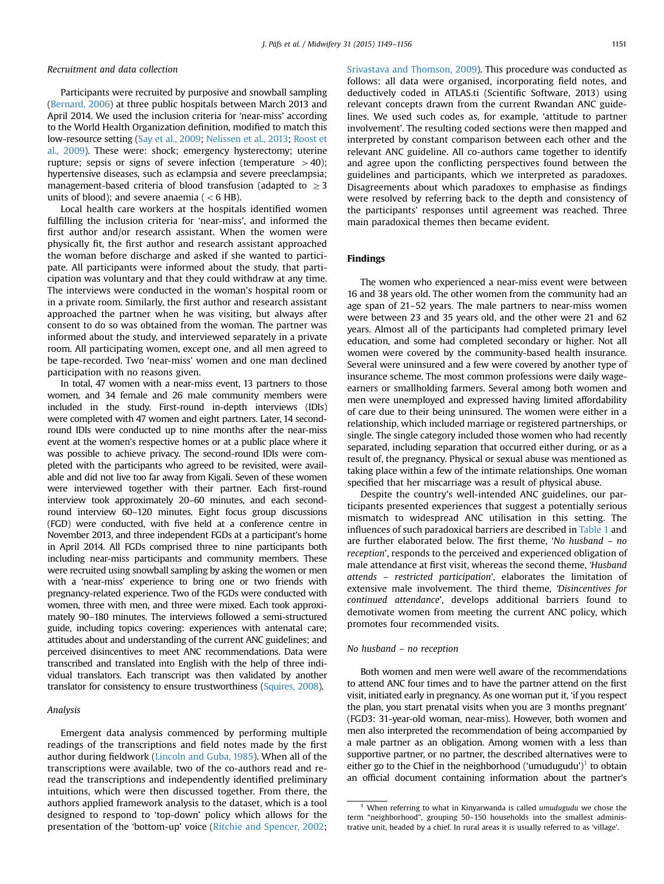### Recruitment and data collection

Participants were recruited by purposive and snowball sampling (Bernard, 2006) at three public hospitals between March 2013 and April 2014. We used the inclusion criteria for 'near-miss' according to the World Health Organization definition, modified to match this low-resource setting (Say et al., 2009; Nelissen et al., 2013; Roost et al., 2009). These were: shock; emergency hysterectomy; uterine rupture; sepsis or signs of severe infection (temperature $>40$); hypertensive diseases, such as eclampsia and severe preeclampsia; management-based criteria of blood transfusion (adapted to $\geq 3$ units of blood); and severe anaemia ($<6$ HB).

Local health care workers at the hospitals identified women fulfilling the inclusion criteria for 'near-miss', and informed the first author and/or research assistant. When the women were physically fit, the first author and research assistant approached the woman before discharge and asked if she wanted to participate. All participants were informed about the study, that participation was voluntary and that they could withdraw at any time. The interviews were conducted in the woman's hospital room or in a private room. Similarly, the first author and research assistant approached the partner when he was visiting, but always after consent to do so was obtained from the woman. The partner was informed about the study, and interviewed separately in a private room. All participating women, except one, and all men agreed to be tape-recorded. Two 'near-miss' women and one man declined participation with no reasons given.

In total, 47 women with a near-miss event, 13 partners to those women, and 34 female and 26 male community members were included in the study. First-round in-depth interviews (IDIs) were completed with 47 women and eight partners. Later, 14 second-round IDIs were conducted up to nine months after the near-miss event at the women's respective homes or at a public place where it was possible to achieve privacy. The second-round IDIs were completed with the participants who agreed to be revisited, were available and did not live too far away from Kigali. Seven of these women were interviewed together with their partner. Each first-round interview took approximately 20–60 minutes, and each second-round interview 60–120 minutes. Eight focus group discussions (FGD) were conducted, with five held at a conference centre in November 2013, and three independent FGDs at a participant's home in April 2014. All FGDs comprised three to nine participants both including near-miss participants and community members. These were recruited using snowball sampling by asking the women or men with a 'near-miss' experience to bring one or two friends with pregnancy-related experience. Two of the FGDs were conducted with women, three with men, and three were mixed. Each took approximately 90–180 minutes. The interviews followed a semi-structured guide, including topics covering: experiences with antenatal care; attitudes about and understanding of the current ANC guidelines; and perceived disincentives to meet ANC recommendations. Data were transcribed and translated into English with the help of three individual translators. Each transcript was then validated by another translator for consistency to ensure trustworthiness (Squires, 2008).

### Analysis

Emergent data analysis commenced by performing multiple readings of the transcriptions and field notes made by the first author during fieldwork (Lincoln and Guba, 1985). When all of the transcriptions were available, two of the co-authors read and re-read the transcriptions and independently identified preliminary intuitions, which were then discussed together. From there, the authors applied framework analysis to the dataset, which is a tool designed to respond to 'top-down' policy which allows for the presentation of the 'bottom-up' voice (Ritchie and Spencer, 2002; Srivastava and Thomson, 2009). This procedure was conducted as follows: all data were organised, incorporating field notes, and deductively coded in ATLAS.ti (Scientific Software, 2013) using relevant concepts drawn from the current Rwandan ANC guidelines. We used such codes as, for example, 'attitude to partner involvement'. The resulting coded sections were then mapped and interpreted by constant comparison between each other and the relevant ANC guideline. All co-authors came together to identify and agree upon the conflicting perspectives found between the guidelines and participants, which we interpreted as paradoxes. Disagreements about which paradoxes to emphasise as findings were resolved by referring back to the depth and consistency of the participants' responses until agreement was reached. Three main paradoxical themes then became evident.

## Findings

The women who experienced a near-miss event were between 16 and 38 years old. The other women from the community had an age span of 21–52 years. The male partners to near-miss women were between 23 and 35 years old, and the other were 21 and 62 years. Almost all of the participants had completed primary level education, and some had completed secondary or higher. Not all women were covered by the community-based health insurance. Several were uninsured and a few were covered by another type of insurance scheme. The most common professions were daily wage-earners or smallholding farmers. Several among both women and men were unemployed and expressed having limited affordability of care due to their being uninsured. The women were either in a relationship, which included marriage or registered partnerships, or single. The single category included those women who had recently separated, including separation that occurred either during, or as a result of, the pregnancy. Physical or sexual abuse was mentioned as taking place within a few of the intimate relationships. One woman specified that her miscarriage was a result of physical abuse.

Despite the country's well-intended ANC guidelines, our participants presented experiences that suggest a potentially serious mismatch to widespread ANC utilisation in this setting. The influences of such paradoxical barriers are described in Table 1 and are further elaborated below. The first theme, '*No husband – no reception*', responds to the perceived and experienced obligation of male attendance at first visit, whereas the second theme, '*Husband attends – restricted participation*', elaborates the limitation of extensive male involvement. The third theme, '*Disincentives for continued attendance*', develops additional barriers found to demotivate women from meeting the current ANC policy, which promotes four recommended visits.

### No husband – no reception

Both women and men were well aware of the recommendations to attend ANC four times and to have the partner attend on the first visit, initiated early in pregnancy. As one woman put it, 'if you respect the plan, you start prenatal visits when you are 3 months pregnant' (FGD3: 31-year-old woman, near-miss). However, both women and men also interpreted the recommendation of being accompanied by a male partner as an obligation. Among women with a less than supportive partner, or no partner, the described alternatives were to either go to the Chief in the neighborhood ('umudugudu')[1] to obtain an official document containing information about the partner's

[1] When referring to what in Kinyarwanda is called *umudugudu* we chose the term "neighborhood", grouping 50–150 households into the smallest administrative unit, headed by a chief. In rural areas it is usually referred to as 'village'.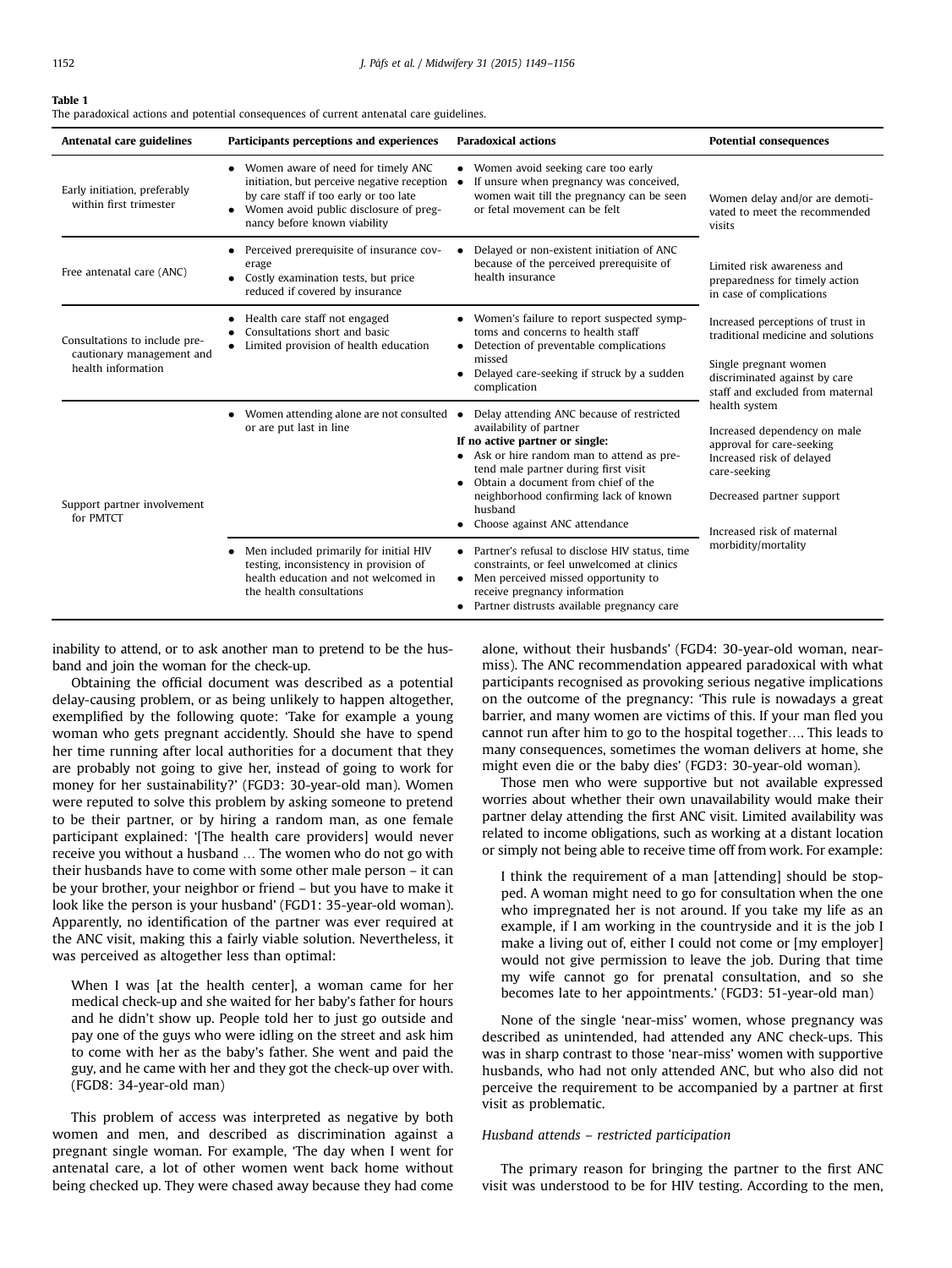**Table 1**
The paradoxical actions and potential consequences of current antenatal care guidelines.

| Antenatal care guidelines | Participants perceptions and experiences | Paradoxical actions | Potential consequences |
|---|---|---|---|
| Early initiation, preferably within first trimester | • Women aware of need for timely ANC initiation, but perceive negative reception by care staff if too early or too late<br>• Women avoid public disclosure of pregnancy before known viability | • Women avoid seeking care too early<br>• If unsure when pregnancy was conceived, women wait till the pregnancy can be seen or fetal movement can be felt | Women delay and/or are demotivated to meet the recommended visits |
| Free antenatal care (ANC) | • Perceived prerequisite of insurance coverage<br>• Costly examination tests, but price reduced if covered by insurance | • Delayed or non-existent initiation of ANC because of the perceived prerequisite of health insurance | Limited risk awareness and preparedness for timely action in case of complications |
| Consultations to include precautionary management and health information | • Health care staff not engaged<br>• Consultations short and basic<br>• Limited provision of health education | • Women's failure to report suspected symptoms and concerns to health staff<br>• Detection of preventable complications missed<br>• Delayed care-seeking if struck by a sudden complication | Increased perceptions of trust in traditional medicine and solutions<br><br>Single pregnant women discriminated against by care staff and excluded from maternal health system |
| Support partner involvement for PMTCT | • Women attending alone are not consulted or are put last in line | • Delay attending ANC because of restricted availability of partner<br>**If no active partner or single:**<br>• Ask or hire random man to attend as pretend male partner during first visit<br>• Obtain a document from chief of the neighborhood confirming lack of known husband<br>• Choose against ANC attendance | Increased dependency on male approval for care-seeking<br>Increased risk of delayed care-seeking<br><br>Decreased partner support<br><br>Increased risk of maternal morbidity/mortality |
| | • Men included primarily for initial HIV testing, inconsistency in provision of health education and not welcomed in the health consultations | • Partner's refusal to disclose HIV status, time constraints, or feel unwelcomed at clinics<br>• Men perceived missed opportunity to receive pregnancy information<br>• Partner distrusts available pregnancy care | |

inability to attend, or to ask another man to pretend to be the husband and join the woman for the check-up.

Obtaining the official document was described as a potential delay-causing problem, or as being unlikely to happen altogether, exemplified by the following quote: 'Take for example a young woman who gets pregnant accidently. Should she have to spend her time running after local authorities for a document that they are probably not going to give her, instead of going to work for money for her sustainability?' (FGD3: 30-year-old man). Women were reputed to solve this problem by asking someone to pretend to be their partner, or by hiring a random man, as one female participant explained: '[The health care providers] would never receive you without a husband … The women who do not go with their husbands have to come with some other male person – it can be your brother, your neighbor or friend – but you have to make it look like the person is your husband' (FGD1: 35-year-old woman). Apparently, no identification of the partner was ever required at the ANC visit, making this a fairly viable solution. Nevertheless, it was perceived as altogether less than optimal:

> When I was [at the health center], a woman came for her medical check-up and she waited for her baby's father for hours and he didn't show up. People told her to just go outside and pay one of the guys who were idling on the street and ask him to come with her as the baby's father. She went and paid the guy, and he came with her and they got the check-up over with. (FGD8: 34-year-old man)

This problem of access was interpreted as negative by both women and men, and described as discrimination against a pregnant single woman. For example, 'The day when I went for antenatal care, a lot of other women went back home without being checked up. They were chased away because they had come alone, without their husbands' (FGD4: 30-year-old woman, near-miss). The ANC recommendation appeared paradoxical with what participants recognised as provoking serious negative implications on the outcome of the pregnancy: 'This rule is nowadays a great barrier, and many women are victims of this. If your man fled you cannot run after him to go to the hospital together…. This leads to many consequences, sometimes the woman delivers at home, she might even die or the baby dies' (FGD3: 30-year-old woman).

Those men who were supportive but not available expressed worries about whether their own unavailability would make their partner delay attending the first ANC visit. Limited availability was related to income obligations, such as working at a distant location or simply not being able to receive time off from work. For example:

> I think the requirement of a man [attending] should be stopped. A woman might need to go for consultation when the one who impregnated her is not around. If you take my life as an example, if I am working in the countryside and it is the job I make a living out of, either I could not come or [my employer] would not give permission to leave the job. During that time my wife cannot go for prenatal consultation, and so she becomes late to her appointments.' (FGD3: 51-year-old man)

None of the single 'near-miss' women, whose pregnancy was described as unintended, had attended any ANC check-ups. This was in sharp contrast to those 'near-miss' women with supportive husbands, who had not only attended ANC, but who also did not perceive the requirement to be accompanied by a partner at first visit as problematic.

*Husband attends – restricted participation*

The primary reason for bringing the partner to the first ANC visit was understood to be for HIV testing. According to the men,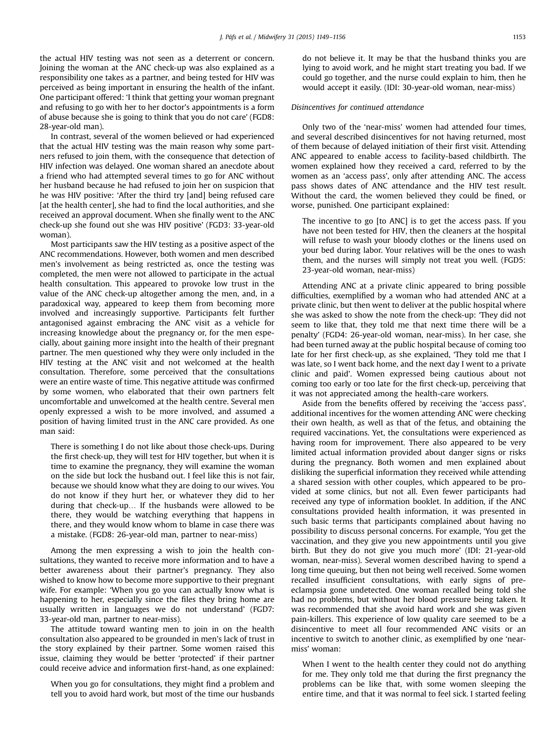the actual HIV testing was not seen as a deterrent or concern. Joining the woman at the ANC check-up was also explained as a responsibility one takes as a partner, and being tested for HIV was perceived as being important in ensuring the health of the infant. One participant offered: 'I think that getting your woman pregnant and refusing to go with her to her doctor's appointments is a form of abuse because she is going to think that you do not care' (FGD8: 28-year-old man).

In contrast, several of the women believed or had experienced that the actual HIV testing was the main reason why some partners refused to join them, with the consequence that detection of HIV infection was delayed. One woman shared an anecdote about a friend who had attempted several times to go for ANC without her husband because he had refused to join her on suspicion that he was HIV positive: 'After the third try [and] being refused care [at the health center], she had to find the local authorities, and she received an approval document. When she finally went to the ANC check-up she found out she was HIV positive' (FGD3: 33-year-old woman).

Most participants saw the HIV testing as a positive aspect of the ANC recommendations. However, both women and men described men's involvement as being restricted as, once the testing was completed, the men were not allowed to participate in the actual health consultation. This appeared to provoke low trust in the value of the ANC check-up altogether among the men, and, in a paradoxical way, appeared to keep them from becoming more involved and increasingly supportive. Participants felt further antagonised against embracing the ANC visit as a vehicle for increasing knowledge about the pregnancy or, for the men especially, about gaining more insight into the health of their pregnant partner. The men questioned why they were only included in the HIV testing at the ANC visit and not welcomed at the health consultation. Therefore, some perceived that the consultations were an entire waste of time. This negative attitude was confirmed by some women, who elaborated that their own partners felt uncomfortable and unwelcomed at the health centre. Several men openly expressed a wish to be more involved, and assumed a position of having limited trust in the ANC care provided. As one man said:

> There is something I do not like about those check-ups. During the first check-up, they will test for HIV together, but when it is time to examine the pregnancy, they will examine the woman on the side but lock the husband out. I feel like this is not fair, because we should know what they are doing to our wives. You do not know if they hurt her, or whatever they did to her during that check-up… If the husbands were allowed to be there, they would be watching everything that happens in there, and they would know whom to blame in case there was a mistake. (FGD8: 26-year-old man, partner to near-miss)

Among the men expressing a wish to join the health consultations, they wanted to receive more information and to have a better awareness about their partner's pregnancy. They also wished to know how to become more supportive to their pregnant wife. For example: 'When you go you can actually know what is happening to her, especially since the files they bring home are usually written in languages we do not understand' (FGD7: 33-year-old man, partner to near-miss).

The attitude toward wanting men to join in on the health consultation also appeared to be grounded in men's lack of trust in the story explained by their partner. Some women raised this issue, claiming they would be better 'protected' if their partner could receive advice and information first-hand, as one explained:

> When you go for consultations, they might find a problem and tell you to avoid hard work, but most of the time our husbands do not believe it. It may be that the husband thinks you are lying to avoid work, and he might start treating you bad. If we could go together, and the nurse could explain to him, then he would accept it easily. (IDI: 30-year-old woman, near-miss)

*Disincentives for continued attendance*

Only two of the 'near-miss' women had attended four times, and several described disincentives for not having returned, most of them because of delayed initiation of their first visit. Attending ANC appeared to enable access to facility-based childbirth. The women explained how they received a card, referred to by the women as an 'access pass', only after attending ANC. The access pass shows dates of ANC attendance and the HIV test result. Without the card, the women believed they could be fined, or worse, punished. One participant explained:

> The incentive to go [to ANC] is to get the access pass. If you have not been tested for HIV, then the cleaners at the hospital will refuse to wash your bloody clothes or the linens used on your bed during labor. Your relatives will be the ones to wash them, and the nurses will simply not treat you well. (FGD5: 23-year-old woman, near-miss)

Attending ANC at a private clinic appeared to bring possible difficulties, exemplified by a woman who had attended ANC at a private clinic, but then went to deliver at the public hospital where she was asked to show the note from the check-up: 'They did not seem to like that, they told me that next time there will be a penalty' (FGD4: 26-year-old woman, near-miss). In her case, she had been turned away at the public hospital because of coming too late for her first check-up, as she explained, 'They told me that I was late, so I went back home, and the next day I went to a private clinic and paid'. Women expressed being cautious about not coming too early or too late for the first check-up, perceiving that it was not appreciated among the health-care workers.

Aside from the benefits offered by receiving the 'access pass', additional incentives for the women attending ANC were checking their own health, as well as that of the fetus, and obtaining the required vaccinations. Yet, the consultations were experienced as having room for improvement. There also appeared to be very limited actual information provided about danger signs or risks during the pregnancy. Both women and men explained about disliking the superficial information they received while attending a shared session with other couples, which appeared to be provided at some clinics, but not all. Even fewer participants had received any type of information booklet. In addition, if the ANC consultations provided health information, it was presented in such basic terms that participants complained about having no possibility to discuss personal concerns. For example, 'You get the vaccination, and they give you new appointments until you give birth. But they do not give you much more' (IDI: 21-year-old woman, near-miss). Several women described having to spend a long time queuing, but then not being well received. Some women recalled insufficient consultations, with early signs of pre-eclampsia gone undetected. One woman recalled being told she had no problems, but without her blood pressure being taken. It was recommended that she avoid hard work and she was given pain-killers. This experience of low quality care seemed to be a disincentive to meet all four recommended ANC visits or an incentive to switch to another clinic, as exemplified by one 'near-miss' woman:

> When I went to the health center they could not do anything for me. They only told me that during the first pregnancy the problems can be like that, with some women sleeping the entire time, and that it was normal to feel sick. I started feeling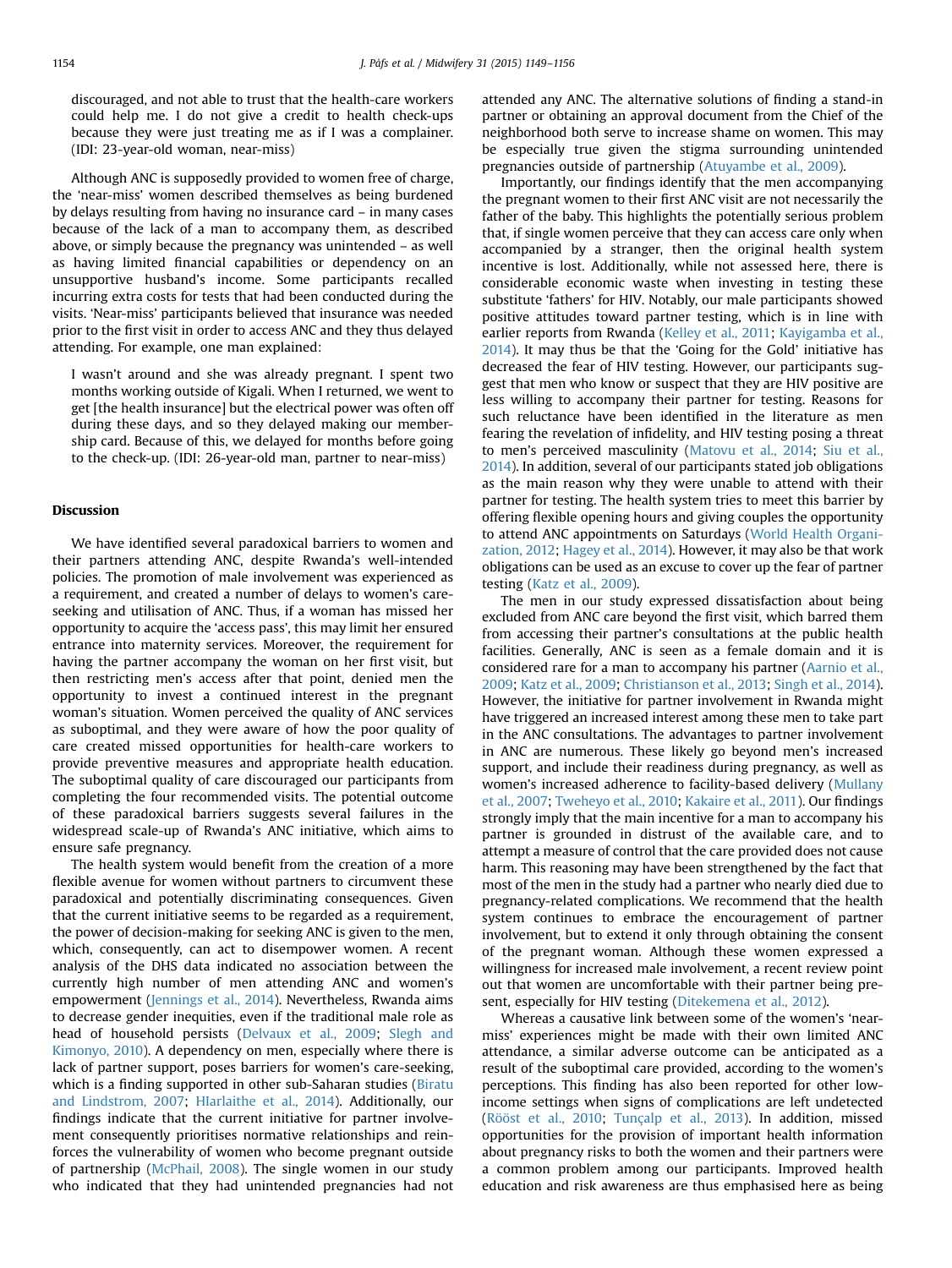discouraged, and not able to trust that the health-care workers could help me. I do not give a credit to health check-ups because they were just treating me as if I was a complainer. (IDI: 23-year-old woman, near-miss)

Although ANC is supposedly provided to women free of charge, the 'near-miss' women described themselves as being burdened by delays resulting from having no insurance card – in many cases because of the lack of a man to accompany them, as described above, or simply because the pregnancy was unintended – as well as having limited financial capabilities or dependency on an unsupportive husband's income. Some participants recalled incurring extra costs for tests that had been conducted during the visits. 'Near-miss' participants believed that insurance was needed prior to the first visit in order to access ANC and they thus delayed attending. For example, one man explained:

> I wasn't around and she was already pregnant. I spent two months working outside of Kigali. When I returned, we went to get [the health insurance] but the electrical power was often off during these days, and so they delayed making our membership card. Because of this, we delayed for months before going to the check-up. (IDI: 26-year-old man, partner to near-miss)

## Discussion

We have identified several paradoxical barriers to women and their partners attending ANC, despite Rwanda's well-intended policies. The promotion of male involvement was experienced as a requirement, and created a number of delays to women's care-seeking and utilisation of ANC. Thus, if a woman has missed her opportunity to acquire the 'access pass', this may limit her ensured entrance into maternity services. Moreover, the requirement for having the partner accompany the woman on her first visit, but then restricting men's access after that point, denied men the opportunity to invest a continued interest in the pregnant woman's situation. Women perceived the quality of ANC services as suboptimal, and they were aware of how the poor quality of care created missed opportunities for health-care workers to provide preventive measures and appropriate health education. The suboptimal quality of care discouraged our participants from completing the four recommended visits. The potential outcome of these paradoxical barriers suggests several failures in the widespread scale-up of Rwanda's ANC initiative, which aims to ensure safe pregnancy.

The health system would benefit from the creation of a more flexible avenue for women without partners to circumvent these paradoxical and potentially discriminating consequences. Given that the current initiative seems to be regarded as a requirement, the power of decision-making for seeking ANC is given to the men, which, consequently, can act to disempower women. A recent analysis of the DHS data indicated no association between the currently high number of men attending ANC and women's empowerment (Jennings et al., 2014). Nevertheless, Rwanda aims to decrease gender inequities, even if the traditional male role as head of household persists (Delvaux et al., 2009; Slegh and Kimonyo, 2010). A dependency on men, especially where there is lack of partner support, poses barriers for women's care-seeking, which is a finding supported in other sub-Saharan studies (Biratu and Lindstrom, 2007; Hlarlaithe et al., 2014). Additionally, our findings indicate that the current initiative for partner involvement consequently prioritises normative relationships and reinforces the vulnerability of women who become pregnant outside of partnership (McPhail, 2008). The single women in our study who indicated that they had unintended pregnancies had not attended any ANC. The alternative solutions of finding a stand-in partner or obtaining an approval document from the Chief of the neighborhood both serve to increase shame on women. This may be especially true given the stigma surrounding unintended pregnancies outside of partnership (Atuyambe et al., 2009).

Importantly, our findings identify that the men accompanying the pregnant women to their first ANC visit are not necessarily the father of the baby. This highlights the potentially serious problem that, if single women perceive that they can access care only when accompanied by a stranger, then the original health system incentive is lost. Additionally, while not assessed here, there is considerable economic waste when investing in testing these substitute 'fathers' for HIV. Notably, our male participants showed positive attitudes toward partner testing, which is in line with earlier reports from Rwanda (Kelley et al., 2011; Kayigamba et al., 2014). It may thus be that the 'Going for the Gold' initiative has decreased the fear of HIV testing. However, our participants suggest that men who know or suspect that they are HIV positive are less willing to accompany their partner for testing. Reasons for such reluctance have been identified in the literature as men fearing the revelation of infidelity, and HIV testing posing a threat to men's perceived masculinity (Matovu et al., 2014; Siu et al., 2014). In addition, several of our participants stated job obligations as the main reason why they were unable to attend with their partner for testing. The health system tries to meet this barrier by offering flexible opening hours and giving couples the opportunity to attend ANC appointments on Saturdays (World Health Organization, 2012; Hagey et al., 2014). However, it may also be that work obligations can be used as an excuse to cover up the fear of partner testing (Katz et al., 2009).

The men in our study expressed dissatisfaction about being excluded from ANC care beyond the first visit, which barred them from accessing their partner's consultations at the public health facilities. Generally, ANC is seen as a female domain and it is considered rare for a man to accompany his partner (Aarnio et al., 2009; Katz et al., 2009; Christianson et al., 2013; Singh et al., 2014). However, the initiative for partner involvement in Rwanda might have triggered an increased interest among these men to take part in the ANC consultations. The advantages to partner involvement in ANC are numerous. These likely go beyond men's increased support, and include their readiness during pregnancy, as well as women's increased adherence to facility-based delivery (Mullany et al., 2007; Tweheyo et al., 2010; Kakaire et al., 2011). Our findings strongly imply that the main incentive for a man to accompany his partner is grounded in distrust of the available care, and to attempt a measure of control that the care provided does not cause harm. This reasoning may have been strengthened by the fact that most of the men in the study had a partner who nearly died due to pregnancy-related complications. We recommend that the health system continues to embrace the encouragement of partner involvement, but to extend it only through obtaining the consent of the pregnant woman. Although these women expressed a willingness for increased male involvement, a recent review point out that women are uncomfortable with their partner being present, especially for HIV testing (Ditekemena et al., 2012).

Whereas a causative link between some of the women's 'near-miss' experiences might be made with their own limited ANC attendance, a similar adverse outcome can be anticipated as a result of the suboptimal care provided, according to the women's perceptions. This finding has also been reported for other low-income settings when signs of complications are left undetected (Rööst et al., 2010; Tunçalp et al., 2013). In addition, missed opportunities for the provision of important health information about pregnancy risks to both the women and their partners were a common problem among our participants. Improved health education and risk awareness are thus emphasised here as being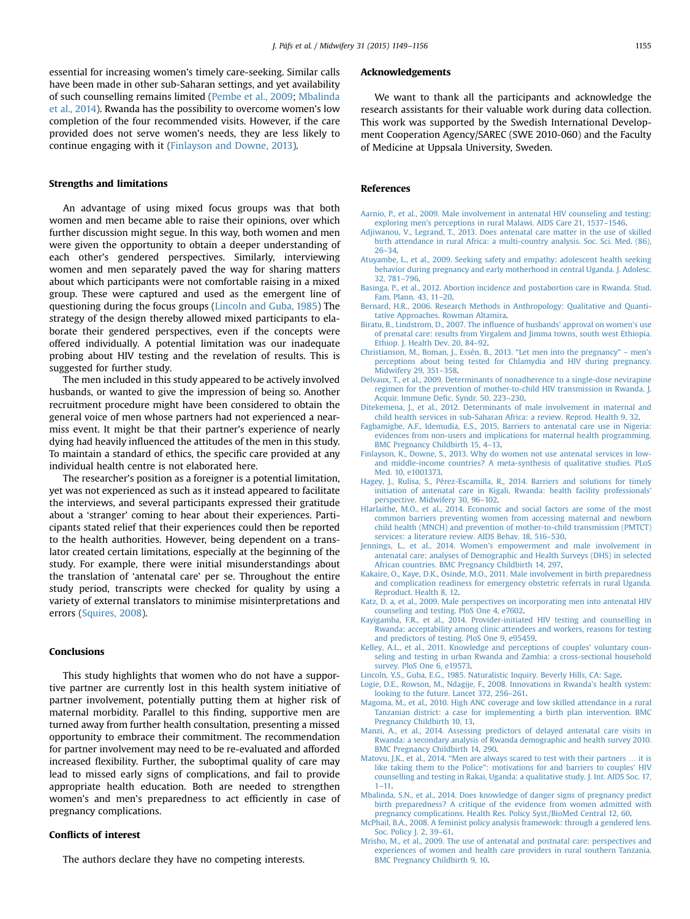essential for increasing women's timely care-seeking. Similar calls have been made in other sub-Saharan settings, and yet availability of such counselling remains limited (Pembe et al., 2009; Mbalinda et al., 2014). Rwanda has the possibility to overcome women's low completion of the four recommended visits. However, if the care provided does not serve women's needs, they are less likely to continue engaging with it (Finlayson and Downe, 2013).

## Strengths and limitations

An advantage of using mixed focus groups was that both women and men became able to raise their opinions, over which further discussion might segue. In this way, both women and men were given the opportunity to obtain a deeper understanding of each other's gendered perspectives. Similarly, interviewing women and men separately paved the way for sharing matters about which participants were not comfortable raising in a mixed group. These were captured and used as the emergent line of questioning during the focus groups (Lincoln and Guba, 1985) The strategy of the design thereby allowed mixed participants to elaborate their gendered perspectives, even if the concepts were offered individually. A potential limitation was our inadequate probing about HIV testing and the revelation of results. This is suggested for further study.

The men included in this study appeared to be actively involved husbands, or wanted to give the impression of being so. Another recruitment procedure might have been considered to obtain the general voice of men whose partners had not experienced a near-miss event. It might be that their partner's experience of nearly dying had heavily influenced the attitudes of the men in this study. To maintain a standard of ethics, the specific care provided at any individual health centre is not elaborated here.

The researcher's position as a foreigner is a potential limitation, yet was not experienced as such as it instead appeared to facilitate the interviews, and several participants expressed their gratitude about a 'stranger' coming to hear about their experiences. Participants stated relief that their experiences could then be reported to the health authorities. However, being dependent on a translator created certain limitations, especially at the beginning of the study. For example, there were initial misunderstandings about the translation of 'antenatal care' per se. Throughout the entire study period, transcripts were checked for quality by using a variety of external translators to minimise misinterpretations and errors (Squires, 2008).

## Conclusions

This study highlights that women who do not have a supportive partner are currently lost in this health system initiative of partner involvement, potentially putting them at higher risk of maternal morbidity. Parallel to this finding, supportive men are turned away from further health consultation, presenting a missed opportunity to embrace their commitment. The recommendation for partner involvement may need to be re-evaluated and afforded increased flexibility. Further, the suboptimal quality of care may lead to missed early signs of complications, and fail to provide appropriate health education. Both are needed to strengthen women's and men's preparedness to act efficiently in case of pregnancy complications.

## Conflicts of interest

The authors declare they have no competing interests.

## Acknowledgements

We want to thank all the participants and acknowledge the research assistants for their valuable work during data collection. This work was supported by the Swedish International Development Cooperation Agency/SAREC (SWE 2010-060) and the Faculty of Medicine at Uppsala University, Sweden.

## References

Aarnio, P., et al., 2009. Male involvement in antenatal HIV counseling and testing: exploring men's perceptions in rural Malawi. AIDS Care 21, 1537–1546.

Adjiwanou, V., Legrand, T., 2013. Does antenatal care matter in the use of skilled birth attendance in rural Africa: a multi-country analysis. Soc. Sci. Med. (86), 26–34.

Atuyambe, L., et al., 2009. Seeking safety and empathy: adolescent health seeking behavior during pregnancy and early motherhood in central Uganda. J. Adolesc. 32, 781–796.

Basinga, P., et al., 2012. Abortion incidence and postabortion care in Rwanda. Stud. Fam. Plann. 43, 11–20.

Bernard, H.R., 2006. Research Methods in Anthropology: Qualitative and Quantitative Approaches. Rowman Altamira.

Biratu, B., Lindstrom, D., 2007. The influence of husbands' approval on women's use of prenatal care: results from Yirgalem and Jimma towns, south west Ethiopia. Ethiop. J. Health Dev. 20, 84–92.

Christianson, M., Boman, J., Essén, B., 2013. "Let men into the pregnancy" – men's perceptions about being tested for Chlamydia and HIV during pregnancy. Midwifery 29, 351–358.

Delvaux, T., et al., 2009. Determinants of nonadherence to a single-dose nevirapine regimen for the prevention of mother-to-child HIV transmission in Rwanda. J. Acquir. Immune Defic. Syndr. 50, 223–230.

Ditekemena, J., et al., 2012. Determinants of male involvement in maternal and child health services in sub-Saharan Africa: a review. Reprod. Health 9, 32.

Fagbamigbe, A.F., Idemudia, E.S., 2015. Barriers to antenatal care use in Nigeria: evidences from non-users and implications for maternal health programming. BMC Pregnancy Childbirth 15, 4–13.

Finlayson, K., Downe, S., 2013. Why do women not use antenatal services in low-and middle-income countries? A meta-synthesis of qualitative studies. PLoS Med. 10, e1001373.

Hagey, J., Rulisa, S., Pérez-Escamilla, R., 2014. Barriers and solutions for timely initiation of antenatal care in Kigali, Rwanda: health facility professionals' perspective. Midwifery 30, 96–102.

Hlarlaithe, M.O., et al., 2014. Economic and social factors are some of the most common barriers preventing women from accessing maternal and newborn child health (MNCH) and prevention of mother-to-child transmission (PMTCT) services: a literature review. AIDS Behav. 18, 516–530.

Jennings, L., et al., 2014. Women's empowerment and male involvement in antenatal care: analyses of Demographic and Health Surveys (DHS) in selected African countries. BMC Pregnancy Childbirth 14, 297.

Kakaire, O., Kaye, D.K., Osinde, M.O., 2011. Male involvement in birth preparedness and complication readiness for emergency obstetric referrals in rural Uganda. Reproduct. Health 8, 12.

Katz, D. a, et al., 2009. Male perspectives on incorporating men into antenatal HIV counseling and testing. PloS One 4, e7602.

Kayigamba, F.R., et al., 2014. Provider-initiated HIV testing and counselling in Rwanda: acceptability among clinic attendees and workers, reasons for testing and predictors of testing. PloS One 9, e95459.

Kelley, A.L., et al., 2011. Knowledge and perceptions of couples' voluntary counseling and testing in urban Rwanda and Zambia: a cross-sectional household survey. PloS One 6, e19573.

Lincoln, Y.S., Guba, E.G., 1985. Naturalistic Inquiry. Beverly Hills, CA: Sage.

Logie, D.E., Rowson, M., Ndagije, F., 2008. Innovations in Rwanda's health system: looking to the future. Lancet 372, 256–261.

Magoma, M., et al., 2010. High ANC coverage and low skilled attendance in a rural Tanzanian district: a case for implementing a birth plan intervention. BMC Pregnancy Childbirth 10, 13.

Manzi, A., et al., 2014. Assessing predictors of delayed antenatal care visits in Rwanda: a secondary analysis of Rwanda demographic and health survey 2010. BMC Pregnancy Childbirth 14, 290.

Matovu, J.K., et al., 2014. "Men are always scared to test with their partners … it is like taking them to the Police": motivations for and barriers to couples' HIV counselling and testing in Rakai, Uganda: a qualitative study. J. Int. AIDS Soc. 17, 1–11.

Mbalinda, S.N., et al., 2014. Does knowledge of danger signs of pregnancy predict birth preparedness? A critique of the evidence from women admitted with pregnancy complications. Health Res. Policy Syst./BioMed Central 12, 60.

McPhail, B.A., 2008. A feminist policy analysis framework: through a gendered lens. Soc. Policy J. 2, 39–61.

Mrisho, M., et al., 2009. The use of antenatal and postnatal care: perspectives and experiences of women and health care providers in rural southern Tanzania. BMC Pregnancy Childbirth 9, 10.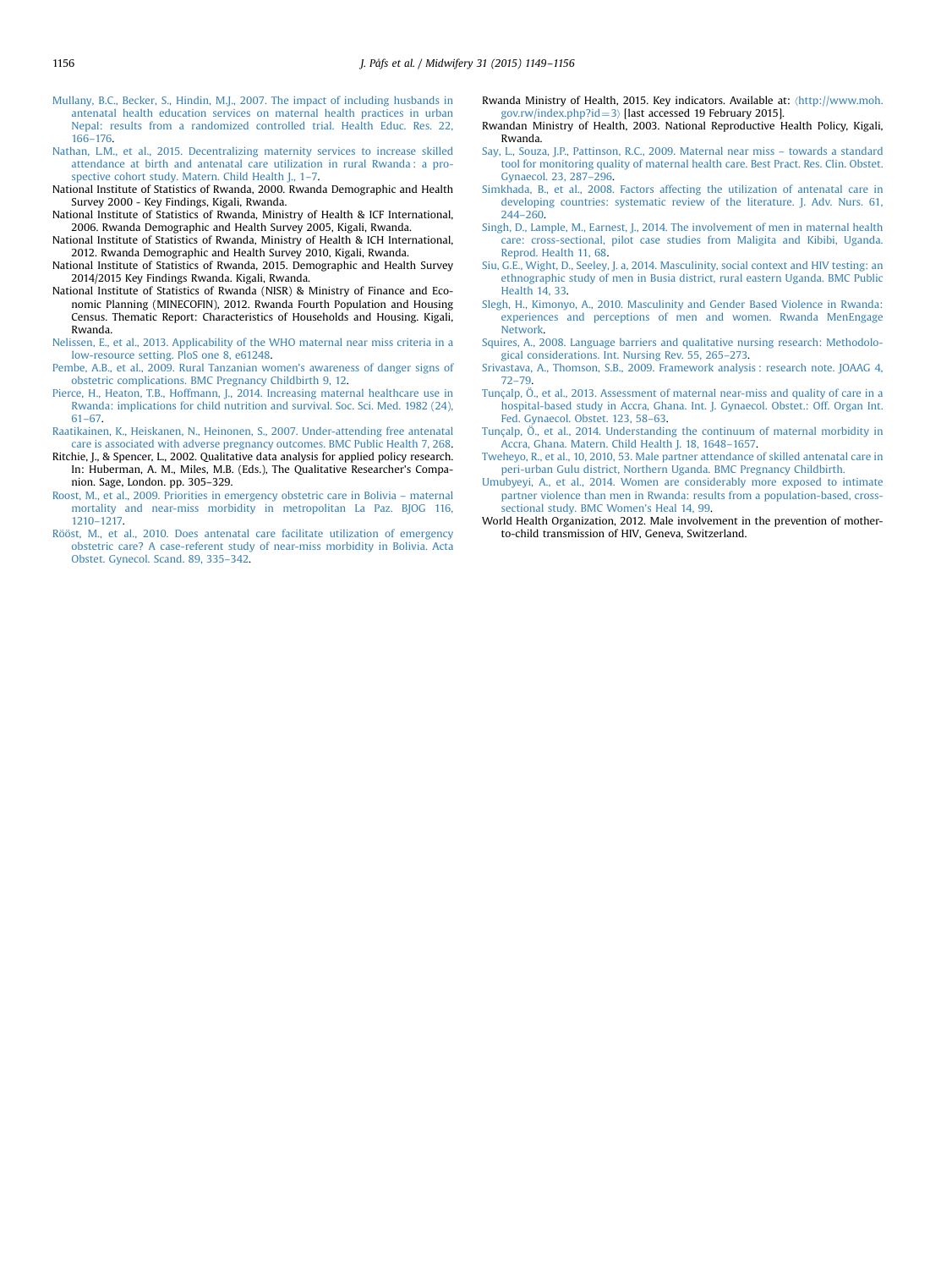Mullany, B.C., Becker, S., Hindin, M.J., 2007. The impact of including husbands in antenatal health education services on maternal health practices in urban Nepal: results from a randomized controlled trial. Health Educ. Res. 22, 166–176.

Nathan, L.M., et al., 2015. Decentralizing maternity services to increase skilled attendance at birth and antenatal care utilization in rural Rwanda : a prospective cohort study. Matern. Child Health J., 1–7.

National Institute of Statistics of Rwanda, 2000. Rwanda Demographic and Health Survey 2000 - Key Findings, Kigali, Rwanda.

National Institute of Statistics of Rwanda, Ministry of Health & ICF International, 2006. Rwanda Demographic and Health Survey 2005, Kigali, Rwanda.

National Institute of Statistics of Rwanda, Ministry of Health & ICH International, 2012. Rwanda Demographic and Health Survey 2010, Kigali, Rwanda.

National Institute of Statistics of Rwanda, 2015. Demographic and Health Survey 2014/2015 Key Findings Rwanda. Kigali, Rwanda.

National Institute of Statistics of Rwanda (NISR) & Ministry of Finance and Economic Planning (MINECOFIN), 2012. Rwanda Fourth Population and Housing Census. Thematic Report: Characteristics of Households and Housing. Kigali, Rwanda.

Nelissen, E., et al., 2013. Applicability of the WHO maternal near miss criteria in a low-resource setting. PloS one 8, e61248.

Pembe, A.B., et al., 2009. Rural Tanzanian women's awareness of danger signs of obstetric complications. BMC Pregnancy Childbirth 9, 12.

Pierce, H., Heaton, T.B., Hoffmann, J., 2014. Increasing maternal healthcare use in Rwanda: implications for child nutrition and survival. Soc. Sci. Med. 1982 (24), 61–67.

Raatikainen, K., Heiskanen, N., Heinonen, S., 2007. Under-attending free antenatal care is associated with adverse pregnancy outcomes. BMC Public Health 7, 268.

Ritchie, J., & Spencer, L., 2002. Qualitative data analysis for applied policy research. In: Huberman, A. M., Miles, M.B. (Eds.), The Qualitative Researcher's Companion. Sage, London. pp. 305–329.

Roost, M., et al., 2009. Priorities in emergency obstetric care in Bolivia – maternal mortality and near-miss morbidity in metropolitan La Paz. BJOG 116, 1210–1217.

Rööst, M., et al., 2010. Does antenatal care facilitate utilization of emergency obstetric care? A case-referent study of near-miss morbidity in Bolivia. Acta Obstet. Gynecol. Scand. 89, 335–342.

Rwanda Ministry of Health, 2015. Key indicators. Available at: ⟨http://www.moh.gov.rw/index.php?id=3⟩ [last accessed 19 February 2015].

Rwandan Ministry of Health, 2003. National Reproductive Health Policy, Kigali, Rwanda.

Say, L., Souza, J.P., Pattinson, R.C., 2009. Maternal near miss – towards a standard tool for monitoring quality of maternal health care. Best Pract. Res. Clin. Obstet. Gynaecol. 23, 287–296.

Simkhada, B., et al., 2008. Factors affecting the utilization of antenatal care in developing countries: systematic review of the literature. J. Adv. Nurs. 61, 244–260.

Singh, D., Lample, M., Earnest, J., 2014. The involvement of men in maternal health care: cross-sectional, pilot case studies from Maligita and Kibibi, Uganda. Reprod. Health 11, 68.

Siu, G.E., Wight, D., Seeley, J. a, 2014. Masculinity, social context and HIV testing: an ethnographic study of men in Busia district, rural eastern Uganda. BMC Public Health 14, 33.

Slegh, H., Kimonyo, A., 2010. Masculinity and Gender Based Violence in Rwanda: experiences and perceptions of men and women. Rwanda MenEngage Network.

Squires, A., 2008. Language barriers and qualitative nursing research: Methodological considerations. Int. Nursing Rev. 55, 265–273.

Srivastava, A., Thomson, S.B., 2009. Framework analysis : research note. JOAAG 4, 72–79.

Tunçalp, Ö., et al., 2013. Assessment of maternal near-miss and quality of care in a hospital-based study in Accra, Ghana. Int. J. Gynaecol. Obstet.: Off. Organ Int. Fed. Gynaecol. Obstet. 123, 58–63.

Tunçalp, Ö., et al., 2014. Understanding the continuum of maternal morbidity in Accra, Ghana. Matern. Child Health J. 18, 1648–1657.

Tweheyo, R., et al., 10, 2010, 53. Male partner attendance of skilled antenatal care in peri-urban Gulu district, Northern Uganda. BMC Pregnancy Childbirth.

Umubyeyi, A., et al., 2014. Women are considerably more exposed to intimate partner violence than men in Rwanda: results from a population-based, cross-sectional study. BMC Women's Heal 14, 99.

World Health Organization, 2012. Male involvement in the prevention of mother-to-child transmission of HIV, Geneva, Switzerland.